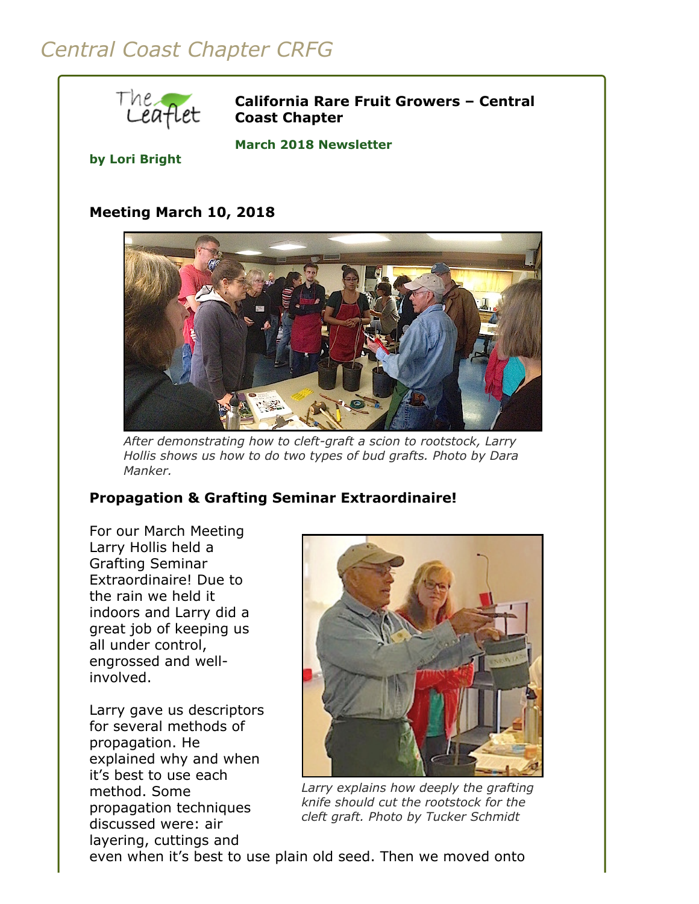# Central Coast Chapter CRFG

## California Rare Fruit Growers – Central Coast Chapter

**March 2018 Newsletter**

**by Lori Bright**

### Meeting March 10, 2018

*After demonstrating how to cleft-graft a scion to rootstock, Larry Hollis shows us how to do two types of bud grafts. Photo by Dara Manker.*

### Propagation & Grafting Seminar Extraordinaire!

For our March Meeting Larry Hollis held a Grafting Seminar Extraordinaire! Due to the rain we held it indoors and Larry did a great job of keeping us all under control, engrossed and well-involved.

*Larry explains how deeply the grafting knife should cut the rootstock for the cleft graft. Photo by Tucker Schmidt*

Larry gave us descriptors for several methods of propagation. He explained why and when it's best to use each method. Some propagation techniques discussed were: air layering, cuttings and even when it's best to use plain old seed. Then we moved onto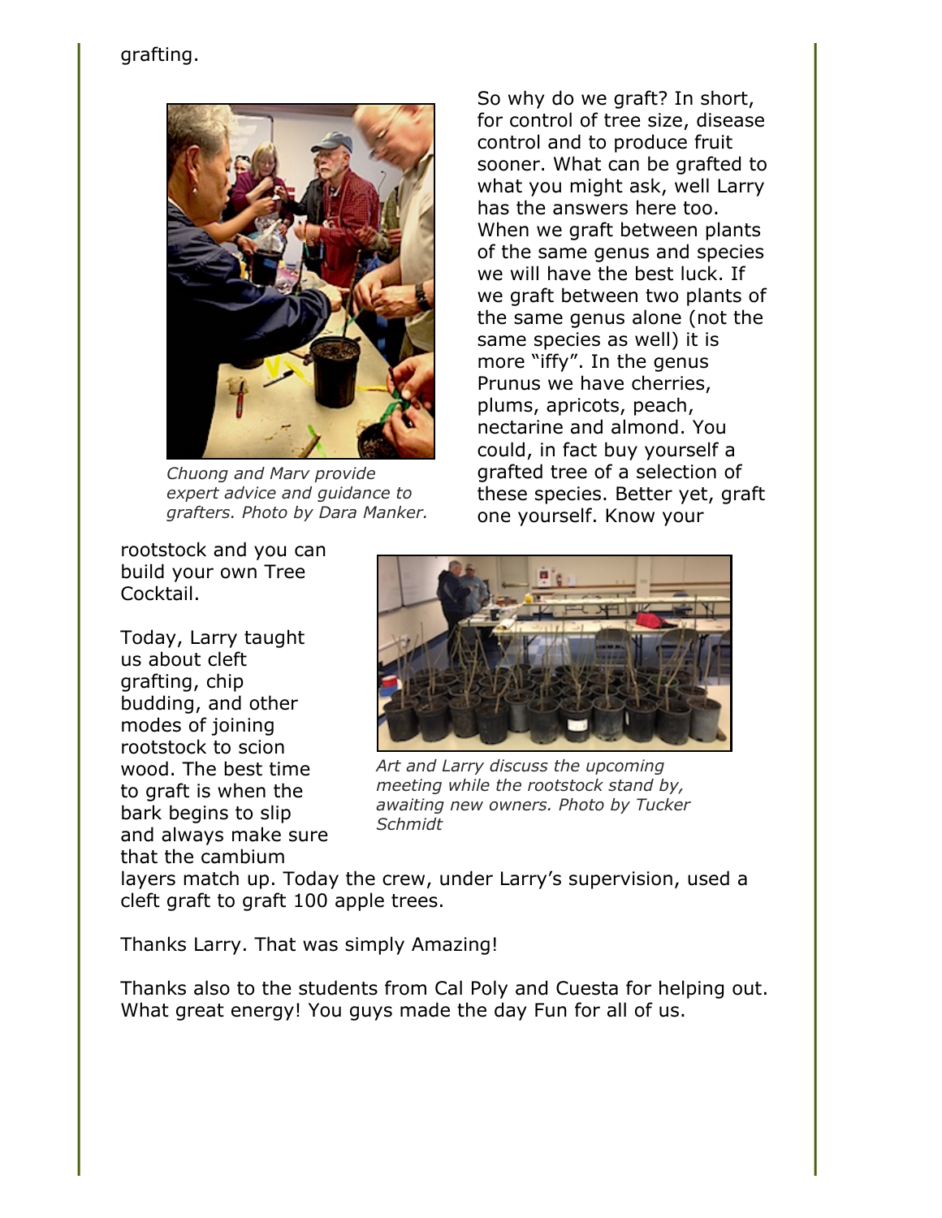grafting.

Chuong and Marv provide expert advice and guidance to grafters. Photo by Dara Manker.

So why do we graft? In short, for control of tree size, disease control and to produce fruit sooner. What can be grafted to what you might ask, well Larry has the answers here too. When we graft between plants of the same genus and species we will have the best luck. If we graft between two plants of the same genus alone (not the same species as well) it is more "iffy". In the genus Prunus we have cherries, plums, apricots, peach, nectarine and almond. You could, in fact buy yourself a grafted tree of a selection of these species. Better yet, graft one yourself. Know your rootstock and you can build your own Tree Cocktail.

*Art and Larry discuss the upcoming meeting while the rootstock stand by, awaiting new owners. Photo by Tucker Schmidt*

Today, Larry taught us about cleft grafting, chip budding, and other modes of joining rootstock to scion wood. The best time to graft is when the bark begins to slip and always make sure that the cambium layers match up. Today the crew, under Larry's supervision, used a cleft graft to graft 100 apple trees.

Thanks Larry. That was simply Amazing!

Thanks also to the students from Cal Poly and Cuesta for helping out. What great energy! You guys made the day Fun for all of us.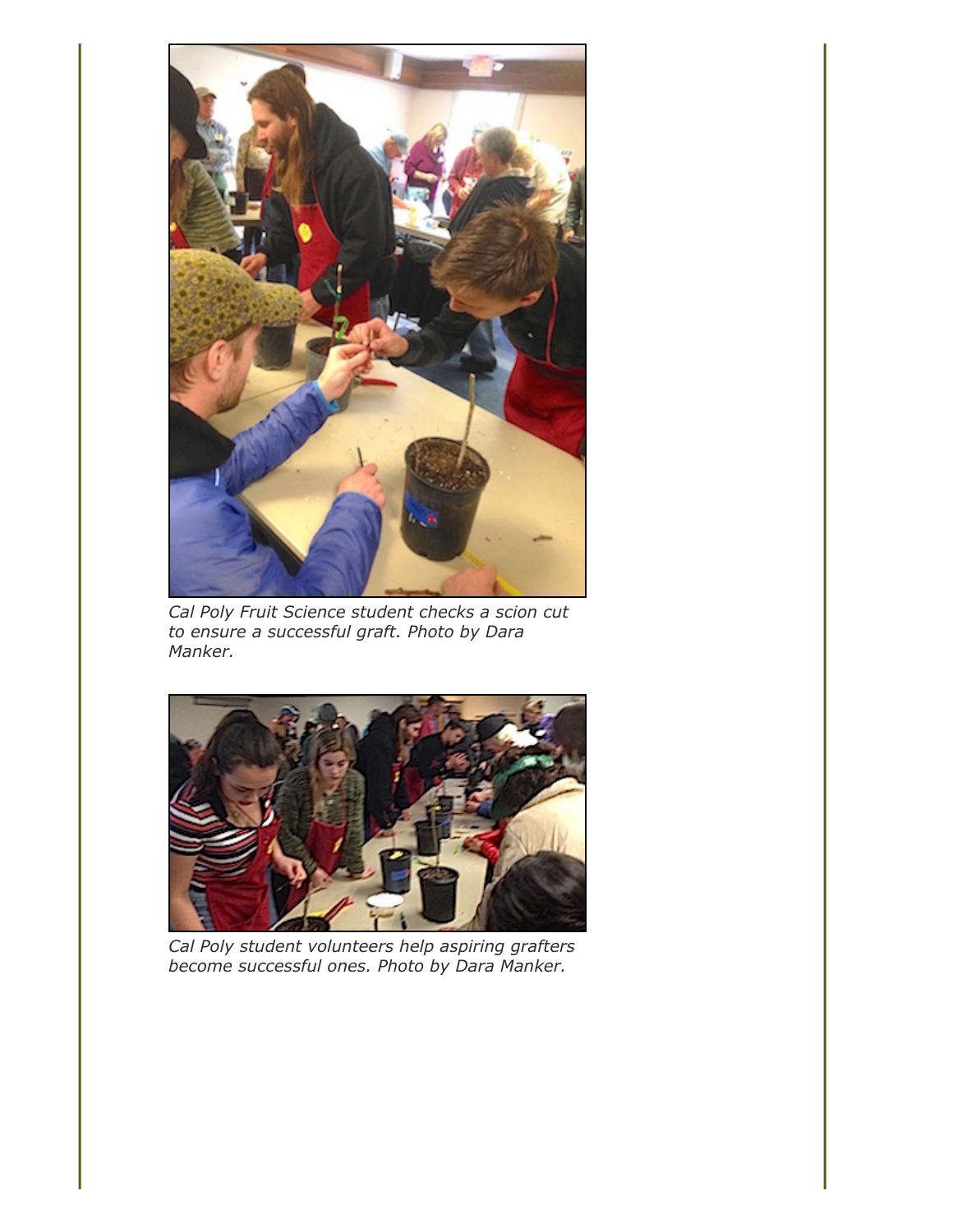*Cal Poly Fruit Science student checks a scion cut to ensure a successful graft. Photo by Dara Manker.*

*Cal Poly student volunteers help aspiring grafters become successful ones. Photo by Dara Manker.*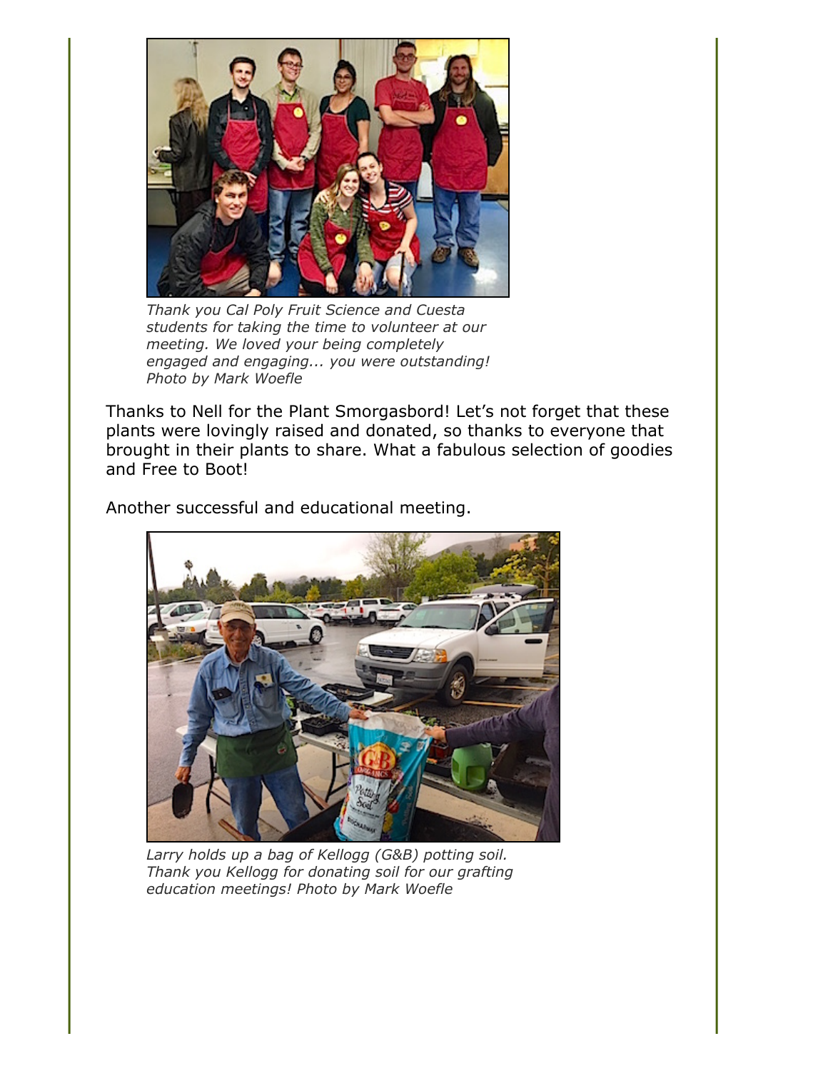*Thank you Cal Poly Fruit Science and Cuesta students for taking the time to volunteer at our meeting. We loved your being completely engaged and engaging... you were outstanding! Photo by Mark Woefle*

Thanks to Nell for the Plant Smorgasbord! Let's not forget that these plants were lovingly raised and donated, so thanks to everyone that brought in their plants to share. What a fabulous selection of goodies and Free to Boot!

Another successful and educational meeting.

*Larry holds up a bag of Kellogg (G&B) potting soil. Thank you Kellogg for donating soil for our grafting education meetings! Photo by Mark Woefle*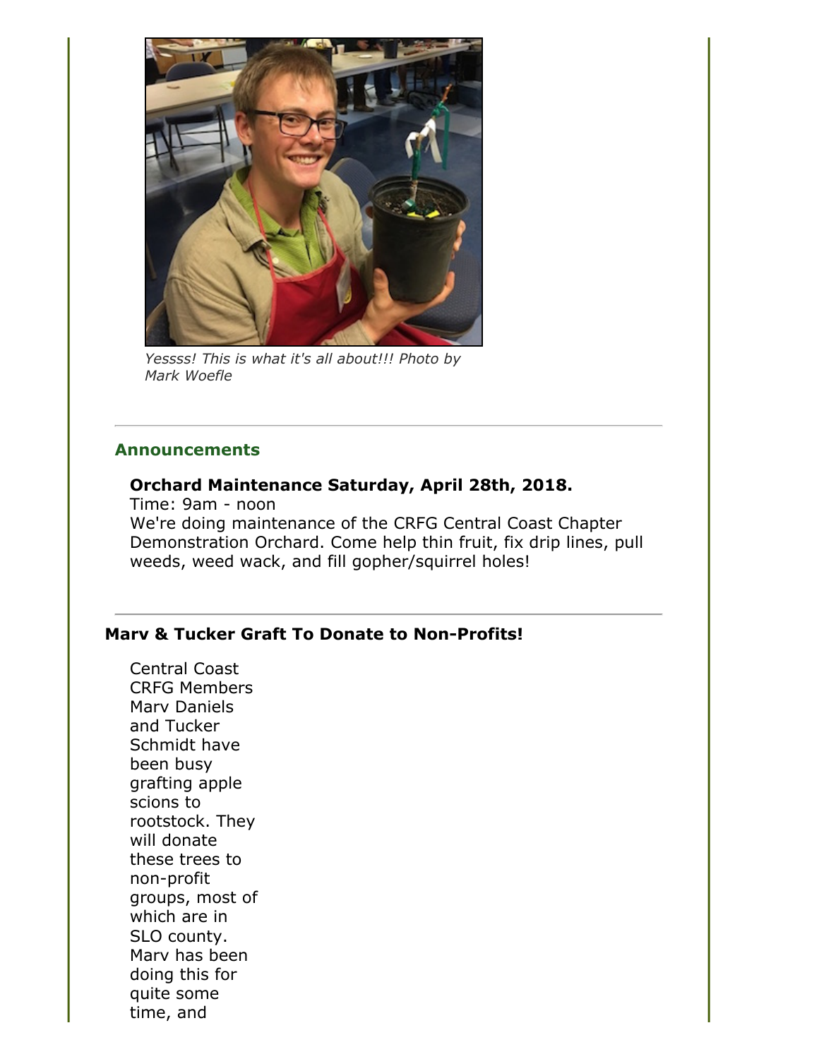*Yessss! This is what it's all about!!! Photo by Mark Woefle*

---

## Announcements

**Orchard Maintenance Saturday, April 28th, 2018.**
Time: 9am - noon
We're doing maintenance of the CRFG Central Coast Chapter Demonstration Orchard. Come help thin fruit, fix drip lines, pull weeds, weed wack, and fill gopher/squirrel holes!

---

### Marv & Tucker Graft To Donate to Non-Profits!

Central Coast CRFG Members Marv Daniels and Tucker Schmidt have been busy grafting apple scions to rootstock. They will donate these trees to non-profit groups, most of which are in SLO county. Marv has been doing this for quite some time, and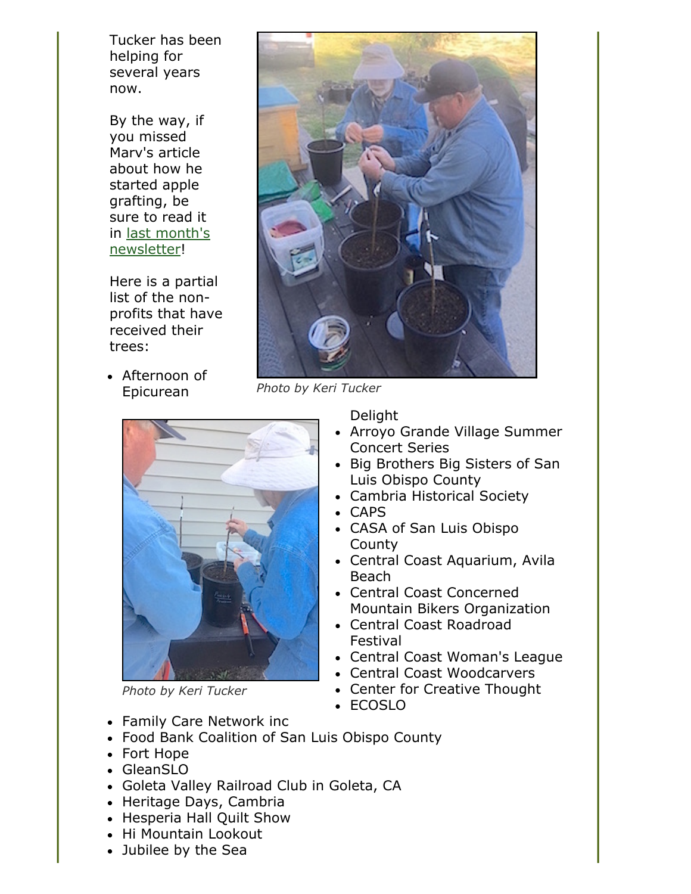Tucker has been helping for several years now.

By the way, if you missed Marv's article about how he started apple grafting, be sure to read it in [last month's newsletter](#)!

Here is a partial list of the non-profits that have received their trees:

*Photo by Keri Tucker*

*Photo by Keri Tucker*

- Afternoon of Epicurean Delight
- Arroyo Grande Village Summer Concert Series
- Big Brothers Big Sisters of San Luis Obispo County
- Cambria Historical Society
- CAPS
- CASA of San Luis Obispo County
- Central Coast Aquarium, Avila Beach
- Central Coast Concerned Mountain Bikers Organization
- Central Coast Roadroad Festival
- Central Coast Woman's League
- Central Coast Woodcarvers
- Center for Creative Thought
- ECOSLO
- Family Care Network inc
- Food Bank Coalition of San Luis Obispo County
- Fort Hope
- GleanSLO
- Goleta Valley Railroad Club in Goleta, CA
- Heritage Days, Cambria
- Hesperia Hall Quilt Show
- Hi Mountain Lookout
- Jubilee by the Sea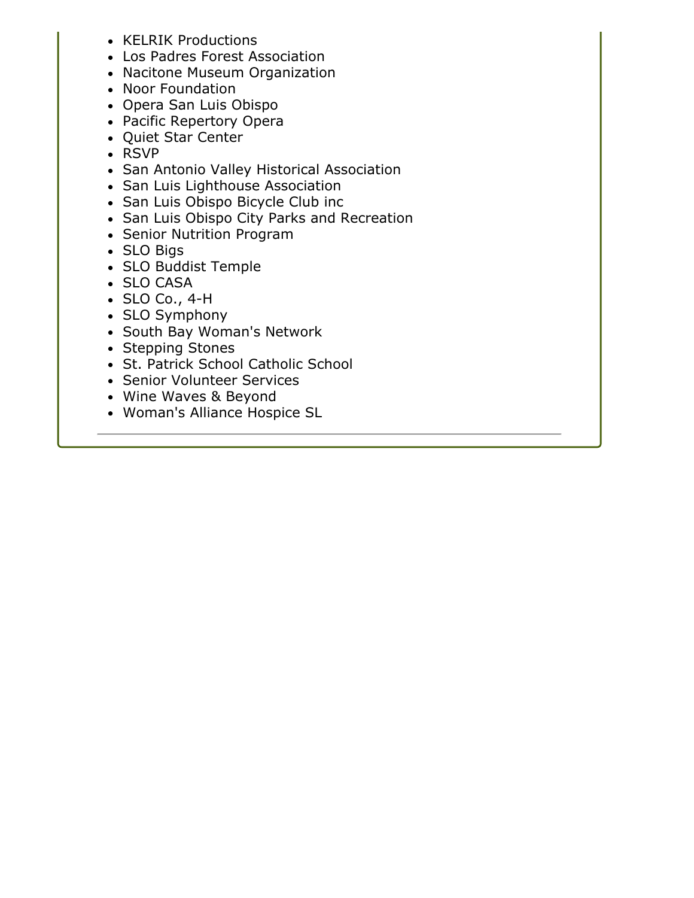- KELRIK Productions
- Los Padres Forest Association
- Nacitone Museum Organization
- Noor Foundation
- Opera San Luis Obispo
- Pacific Repertory Opera
- Quiet Star Center
- RSVP
- San Antonio Valley Historical Association
- San Luis Lighthouse Association
- San Luis Obispo Bicycle Club inc
- San Luis Obispo City Parks and Recreation
- Senior Nutrition Program
- SLO Bigs
- SLO Buddist Temple
- SLO CASA
- SLO Co., 4-H
- SLO Symphony
- South Bay Woman's Network
- Stepping Stones
- St. Patrick School Catholic School
- Senior Volunteer Services
- Wine Waves & Beyond
- Woman's Alliance Hospice SL

---